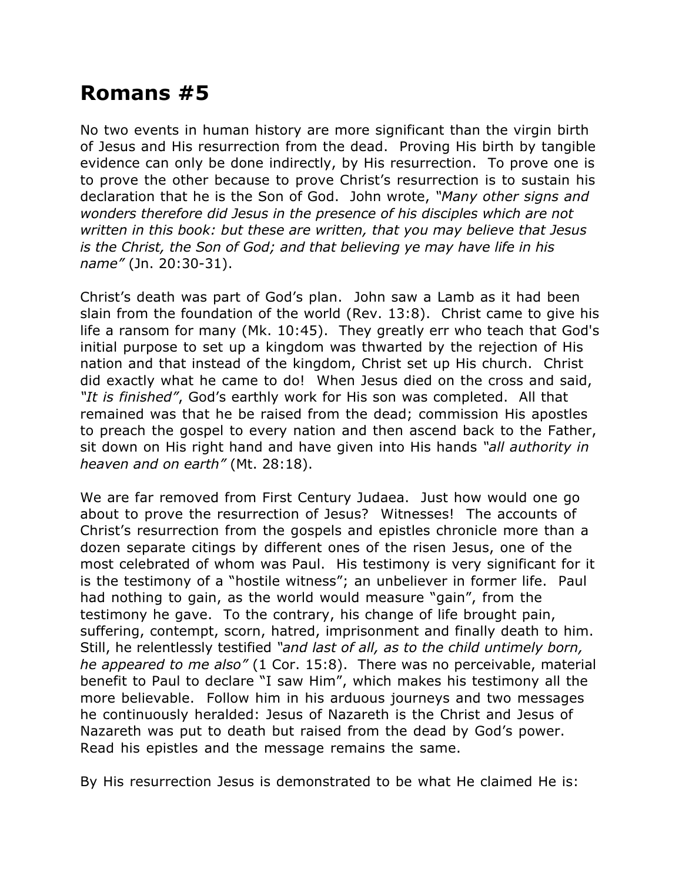# Romans #5

No two events in human history are more significant than the virgin birth of Jesus and His resurrection from the dead. Proving His birth by tangible evidence can only be done indirectly, by His resurrection. To prove one is to prove the other because to prove Christ's resurrection is to sustain his declaration that he is the Son of God. John wrote, *"Many other signs and wonders therefore did Jesus in the presence of his disciples which are not written in this book: but these are written, that you may believe that Jesus is the Christ, the Son of God; and that believing ye may have life in his name"* (Jn. 20:30-31).

Christ's death was part of God's plan. John saw a Lamb as it had been slain from the foundation of the world (Rev. 13:8). Christ came to give his life a ransom for many (Mk. 10:45). They greatly err who teach that God's initial purpose to set up a kingdom was thwarted by the rejection of His nation and that instead of the kingdom, Christ set up His church. Christ did exactly what he came to do! When Jesus died on the cross and said, *"It is finished"*, God's earthly work for His son was completed. All that remained was that he be raised from the dead; commission His apostles to preach the gospel to every nation and then ascend back to the Father, sit down on His right hand and have given into His hands *"all authority in heaven and on earth"* (Mt. 28:18).

We are far removed from First Century Judaea. Just how would one go about to prove the resurrection of Jesus? Witnesses! The accounts of Christ's resurrection from the gospels and epistles chronicle more than a dozen separate citings by different ones of the risen Jesus, one of the most celebrated of whom was Paul. His testimony is very significant for it is the testimony of a "hostile witness"; an unbeliever in former life. Paul had nothing to gain, as the world would measure "gain", from the testimony he gave. To the contrary, his change of life brought pain, suffering, contempt, scorn, hatred, imprisonment and finally death to him. Still, he relentlessly testified *"and last of all, as to the child untimely born, he appeared to me also"* (1 Cor. 15:8). There was no perceivable, material benefit to Paul to declare "I saw Him", which makes his testimony all the more believable. Follow him in his arduous journeys and two messages he continuously heralded: Jesus of Nazareth is the Christ and Jesus of Nazareth was put to death but raised from the dead by God's power. Read his epistles and the message remains the same.

By His resurrection Jesus is demonstrated to be what He claimed He is: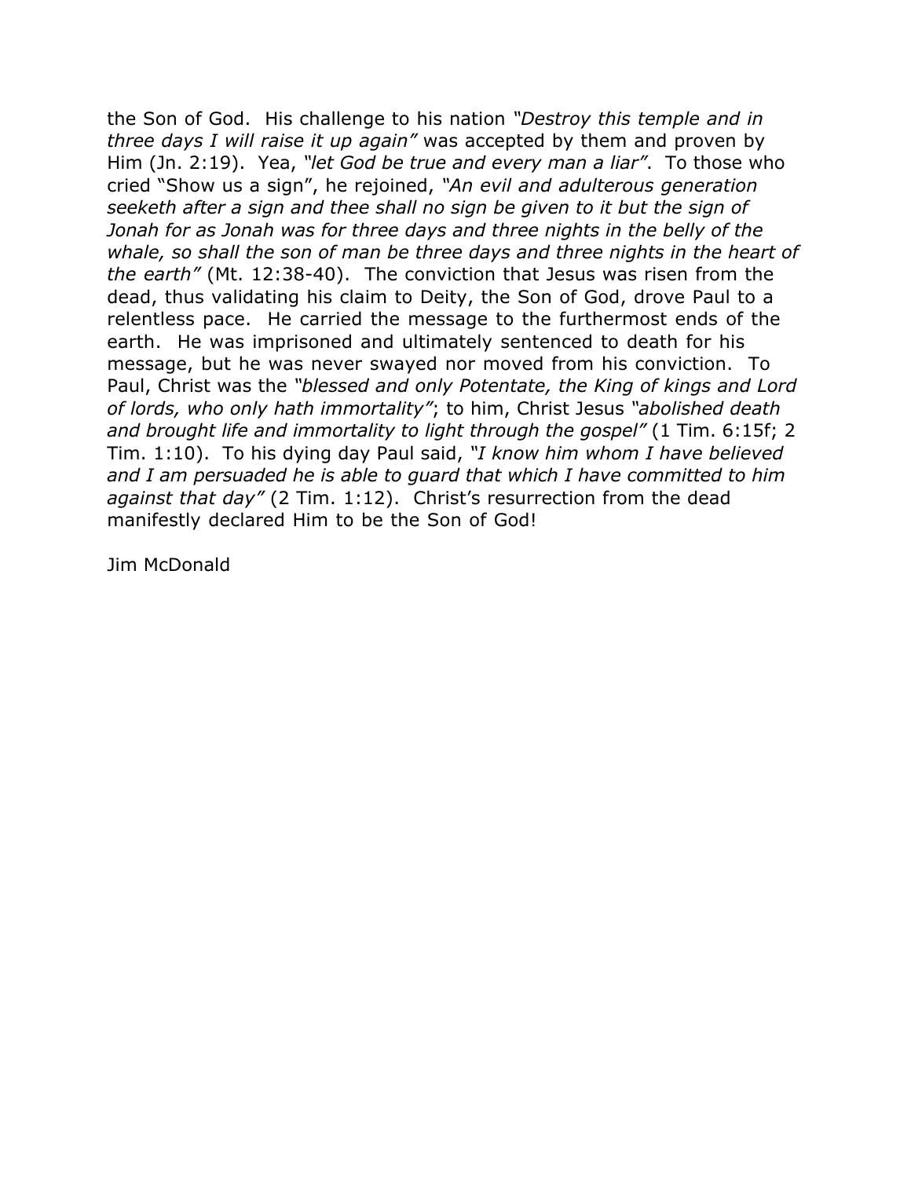the Son of God. His challenge to his nation *"Destroy this temple and in three days I will raise it up again"* was accepted by them and proven by Him (Jn. 2:19). Yea, *"let God be true and every man a liar"*. To those who cried "Show us a sign", he rejoined, *"An evil and adulterous generation seeketh after a sign and thee shall no sign be given to it but the sign of Jonah for as Jonah was for three days and three nights in the belly of the whale, so shall the son of man be three days and three nights in the heart of the earth"* (Mt. 12:38-40). The conviction that Jesus was risen from the dead, thus validating his claim to Deity, the Son of God, drove Paul to a relentless pace. He carried the message to the furthermost ends of the earth. He was imprisoned and ultimately sentenced to death for his message, but he was never swayed nor moved from his conviction. To Paul, Christ was the *"blessed and only Potentate, the King of kings and Lord of lords, who only hath immortality"*; to him, Christ Jesus *"abolished death and brought life and immortality to light through the gospel"* (1 Tim. 6:15f; 2 Tim. 1:10). To his dying day Paul said, *"I know him whom I have believed and I am persuaded he is able to guard that which I have committed to him against that day"* (2 Tim. 1:12). Christ's resurrection from the dead manifestly declared Him to be the Son of God!

Jim McDonald